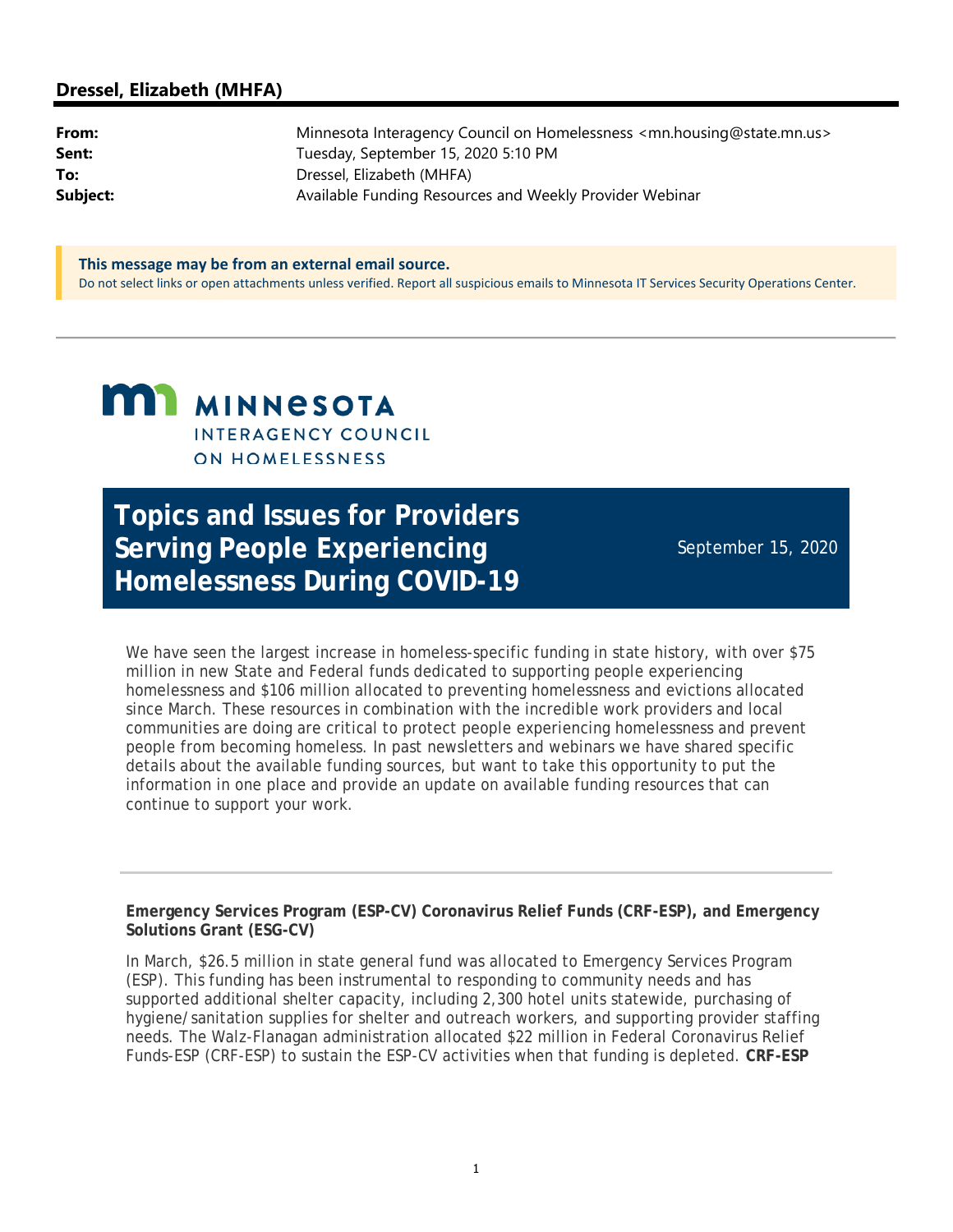## Dressel, Elizabeth (MHFA)

| | |
|---|---|
| **From:** | Minnesota Interagency Council on Homelessness <mn.housing@state.mn.us> |
| **Sent:** | Tuesday, September 15, 2020 5:10 PM |
| **To:** | Dressel, Elizabeth (MHFA) |
| **Subject:** | Available Funding Resources and Weekly Provider Webinar |

**This message may be from an external email source.**
Do not select links or open attachments unless verified. Report all suspicious emails to Minnesota IT Services Security Operations Center.

---

MINNESOTA
INTERAGENCY COUNCIL
ON HOMELESSNESS

# Topics and Issues for Providers Serving People Experiencing Homelessness During COVID-19

September 15, 2020

We have seen the largest increase in homeless-specific funding in state history, with over $75 million in new State and Federal funds dedicated to supporting people experiencing homelessness and $106 million allocated to preventing homelessness and evictions allocated since March. These resources in combination with the incredible work providers and local communities are doing are critical to protect people experiencing homelessness and prevent people from becoming homeless. In past newsletters and webinars we have shared specific details about the available funding sources, but want to take this opportunity to put the information in one place and provide an update on available funding resources that can continue to support your work.

---

**Emergency Services Program (ESP-CV) Coronavirus Relief Funds (CRF-ESP), and Emergency Solutions Grant (ESG-CV)**

In March, $26.5 million in state general fund was allocated to Emergency Services Program (ESP). This funding has been instrumental to responding to community needs and has supported additional shelter capacity, including 2,300 hotel units statewide, purchasing of hygiene/sanitation supplies for shelter and outreach workers, and supporting provider staffing needs. The Walz-Flanagan administration allocated $22 million in Federal Coronavirus Relief Funds-ESP (CRF-ESP) to sustain the ESP-CV activities when that funding is depleted. **CRF-ESP**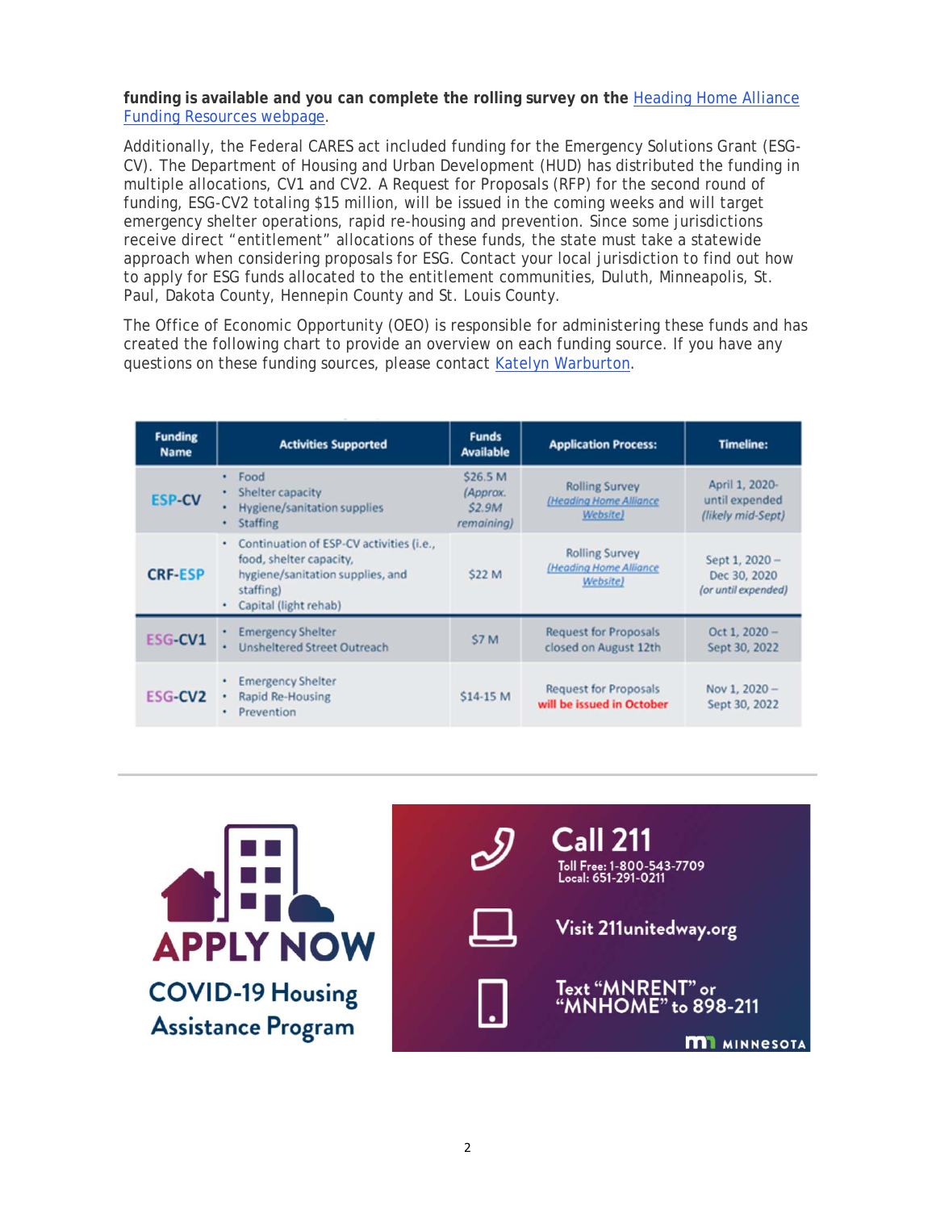**funding is available and you can complete the rolling survey on the** Heading Home Alliance Funding Resources webpage.

Additionally, the Federal CARES act included funding for the Emergency Solutions Grant (ESG-CV). The Department of Housing and Urban Development (HUD) has distributed the funding in multiple allocations, CV1 and CV2. A Request for Proposals (RFP) for the second round of funding, ESG-CV2 totaling $15 million, will be issued in the coming weeks and will target emergency shelter operations, rapid re-housing and prevention. Since some jurisdictions receive direct "entitlement" allocations of these funds, the state must take a statewide approach when considering proposals for ESG. Contact your local jurisdiction to find out how to apply for ESG funds allocated to the entitlement communities, Duluth, Minneapolis, St. Paul, Dakota County, Hennepin County and St. Louis County.

The Office of Economic Opportunity (OEO) is responsible for administering these funds and has created the following chart to provide an overview on each funding source. If you have any questions on these funding sources, please contact Katelyn Warburton.

| Funding Name | Activities Supported | Funds Available | Application Process: | Timeline: |
|---|---|---|---|---|
| ESP-CV | • Food<br>• Shelter capacity<br>• Hygiene/sanitation supplies<br>• Staffing | $26.5 M *(Approx. $2.9M remaining)* | Rolling Survey *(Heading Home Alliance Website)* | April 1, 2020- until expended *(likely mid-Sept)* |
| CRF-ESP | • Continuation of ESP-CV activities (i.e., food, shelter capacity, hygiene/sanitation supplies, and staffing)<br>• Capital (light rehab) | $22 M | Rolling Survey *(Heading Home Alliance Website)* | Sept 1, 2020 – Dec 30, 2020 *(or until expended)* |
| ESG-CV1 | • Emergency Shelter<br>• Unsheltered Street Outreach | $7 M | Request for Proposals closed on August 12th | Oct 1, 2020 – Sept 30, 2022 |
| ESG-CV2 | • Emergency Shelter<br>• Rapid Re-Housing<br>• Prevention | $14-15 M | Request for Proposals **will be issued in October** | Nov 1, 2020 – Sept 30, 2022 |

**APPLY NOW**

**COVID-19 Housing Assistance Program**

**Call 211**
Toll Free: 1-800-543-7709
Local: 651-291-0211

Visit 211unitedway.org

Text "MNRENT" or "MNHOME" to 898-211

MINNESOTA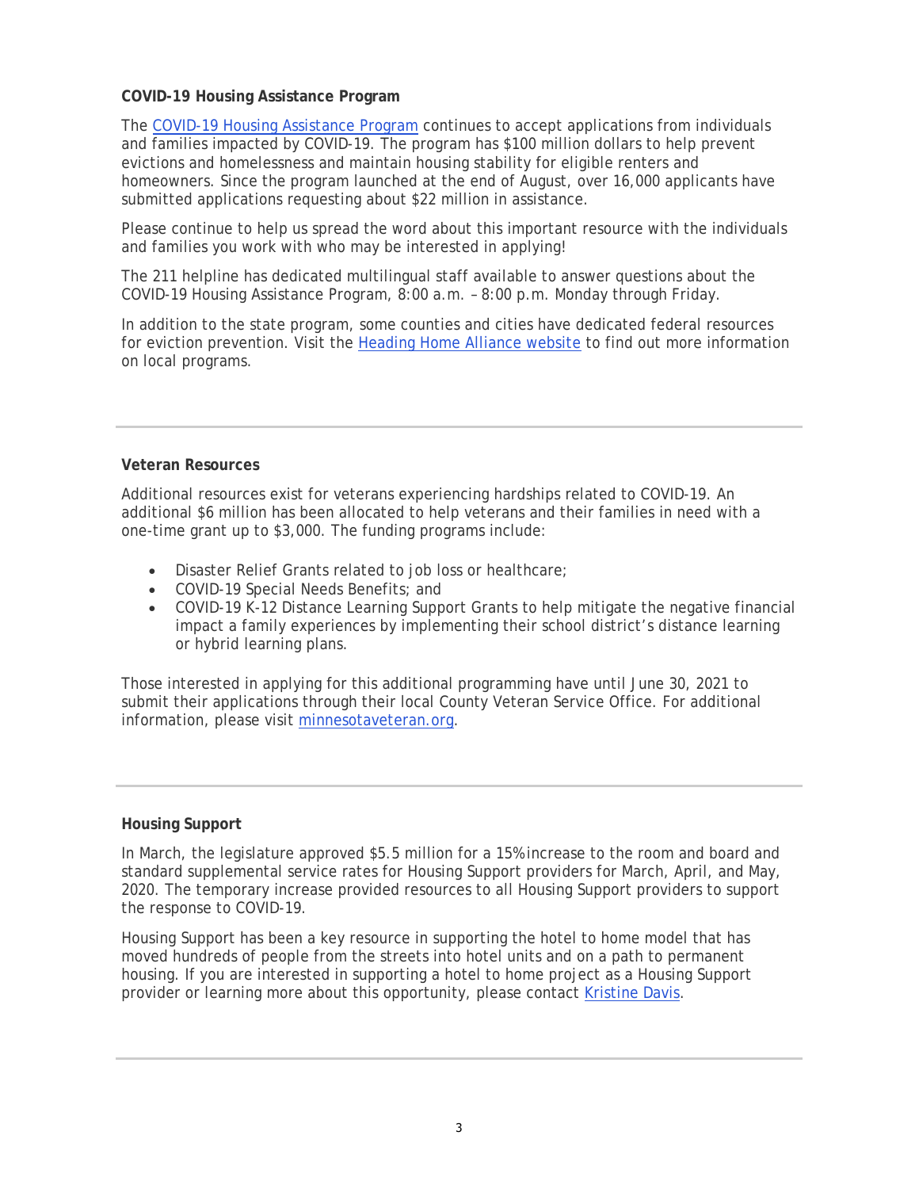**COVID-19 Housing Assistance Program**

The [COVID-19 Housing Assistance Program](#) continues to accept applications from individuals and families impacted by COVID-19. The program has $100 million dollars to help prevent evictions and homelessness and maintain housing stability for eligible renters and homeowners. Since the program launched at the end of August, over 16,000 applicants have submitted applications requesting about $22 million in assistance.

Please continue to help us spread the word about this important resource with the individuals and families you work with who may be interested in applying!

The 211 helpline has dedicated multilingual staff available to answer questions about the COVID-19 Housing Assistance Program, 8:00 a.m. – 8:00 p.m. Monday through Friday.

In addition to the state program, some counties and cities have dedicated federal resources for eviction prevention. Visit the [Heading Home Alliance website](#) to find out more information on local programs.

---

**Veteran Resources**

Additional resources exist for veterans experiencing hardships related to COVID-19. An additional $6 million has been allocated to help veterans and their families in need with a one-time grant up to $3,000. The funding programs include:

- Disaster Relief Grants related to job loss or healthcare;
- COVID-19 Special Needs Benefits; and
- COVID-19 K-12 Distance Learning Support Grants to help mitigate the negative financial impact a family experiences by implementing their school district's distance learning or hybrid learning plans.

Those interested in applying for this additional programming have until June 30, 2021 to submit their applications through their local County Veteran Service Office. For additional information, please visit [minnesotaveteran.org](#).

---

**Housing Support**

In March, the legislature approved $5.5 million for a 15% increase to the room and board and standard supplemental service rates for Housing Support providers for March, April, and May, 2020. The temporary increase provided resources to all Housing Support providers to support the response to COVID-19.

Housing Support has been a key resource in supporting the hotel to home model that has moved hundreds of people from the streets into hotel units and on a path to permanent housing. If you are interested in supporting a hotel to home project as a Housing Support provider or learning more about this opportunity, please contact [Kristine Davis](#).

---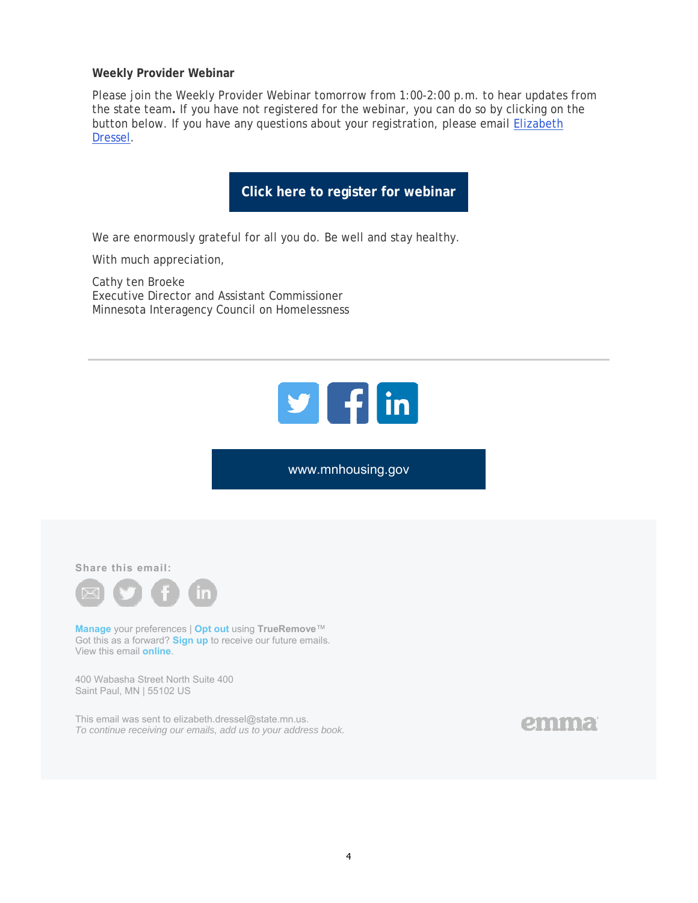**Weekly Provider Webinar**

Please join the Weekly Provider Webinar tomorrow from 1:00-2:00 p.m. to hear updates from the state team**.** If you have not registered for the webinar, you can do so by clicking on the button below. If you have any questions about your registration, please email Elizabeth Dressel.

**Click here to register for webinar**

We are enormously grateful for all you do. Be well and stay healthy.

With much appreciation,

Cathy ten Broeke
Executive Director and Assistant Commissioner
Minnesota Interagency Council on Homelessness

---

www.mnhousing.gov

**Share this email:**

**Manage** your preferences | **Opt out** using **TrueRemove**™
Got this as a forward? **Sign up** to receive our future emails.
View this email **online**.

400 Wabasha Street North Suite 400
Saint Paul, MN | 55102 US

This email was sent to elizabeth.dressel@state.mn.us.
*To continue receiving our emails, add us to your address book.*

emma